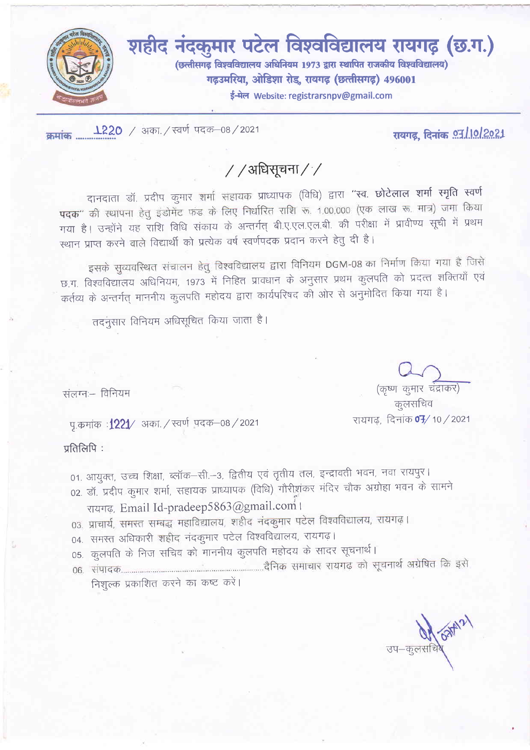# शहीद नंदकुमार पटेल विश्वविद्यालय रायगढ़ (छ.ग.)

**(छत्तीसगढ़ विश्वविद्यालय अधिनियम 1973 द्वारा स्थापित राजकीय विश्वविद्यालय)**
**गढ़उमरिया, ओडिशा रोड, रायगढ़ (छत्तीसगढ़) 496001**
**ई-मेल Website: registrarsnpv@gmail.com**

---

क्रमांक 1220 / अका./स्वर्ण पदक–08/2021 — रायगढ़, दिनांक 07/10/2021

## //अधिसूचना//

दानदाता डॉ. प्रदीप कुमार शर्मा सहायक प्राध्यापक (विधि) द्वारा **"स्व. छोटेलाल शर्मा स्मृति स्वर्ण पदक"** की स्थापना हेतु इंडोमेंट फंड के लिए निर्धारित राशि रू. 1,00,000 (एक लाख रू. मात्र) जमा किया गया है। उन्होंने यह राशि विधि संकाय के अन्तर्गत् बी.ए.एल.एल.बी. की परीक्षा में प्रावीण्य सूची में प्रथम स्थान प्राप्त करने वाले विद्यार्थी को प्रत्येक वर्ष स्वर्णपदक प्रदान करने हेतु दी है।

इसके सुव्यवस्थित संचालन हेतु विश्वविद्यालय द्वारा विनियम DGM-08 का निर्माण किया गया है जिसे छ.ग. विश्वविद्यालय अधिनियम, 1973 में निहित प्रावधान के अनुसार प्रथम कुलपति को प्रदत्त शक्तियाँ एवं कर्तव्य के अन्तर्गत् माननीय कुलपति महोदय द्वारा कार्यपरिषद की ओर से अनुमोदित किया गया है।

तदनुसार विनियम अधिसूचित किया जाता है।

संलग्नः– विनियम

(कृष्ण कुमार चंद्राकर)
कुलसचिव
रायगढ़, दिनांक 07/10/2021

पृ.क्रमांक :1221/ अका./स्वर्ण पदक–08/2021

प्रतिलिपि :

01. आयुक्त, उच्च शिक्षा, ब्लॉक–सी.–3, द्वितीय एवं तृतीय तल, इन्द्रावती भवन, नवा रायपुर।
02. डॉ. प्रदीप कुमार शर्मा, सहायक प्राध्यापक (विधि) गौरीशंकर मंदिर चौक अग्रोहा भवन के सामने रायगढ़, Email Id-pradeep5863@gmail.com।
03. प्राचार्य, समस्त सम्बद्ध महाविद्यालय, शहीद नंदकुमार पटेल विश्वविद्यालय, रायगढ़।
04. समस्त अधिकारी शहीद नंदकुमार पटेल विश्वविद्यालय, रायगढ़।
05. कुलपति के निज सचिव को माननीय कुलपति महोदय के सादर सूचनार्थ।
06. संपादक.................................................................दैनिक समाचार रायगढ को सूचनार्थ अग्रेषित कि इसे निशुल्क प्रकाशित करने का कष्ट करें।

उप–कुलसचिव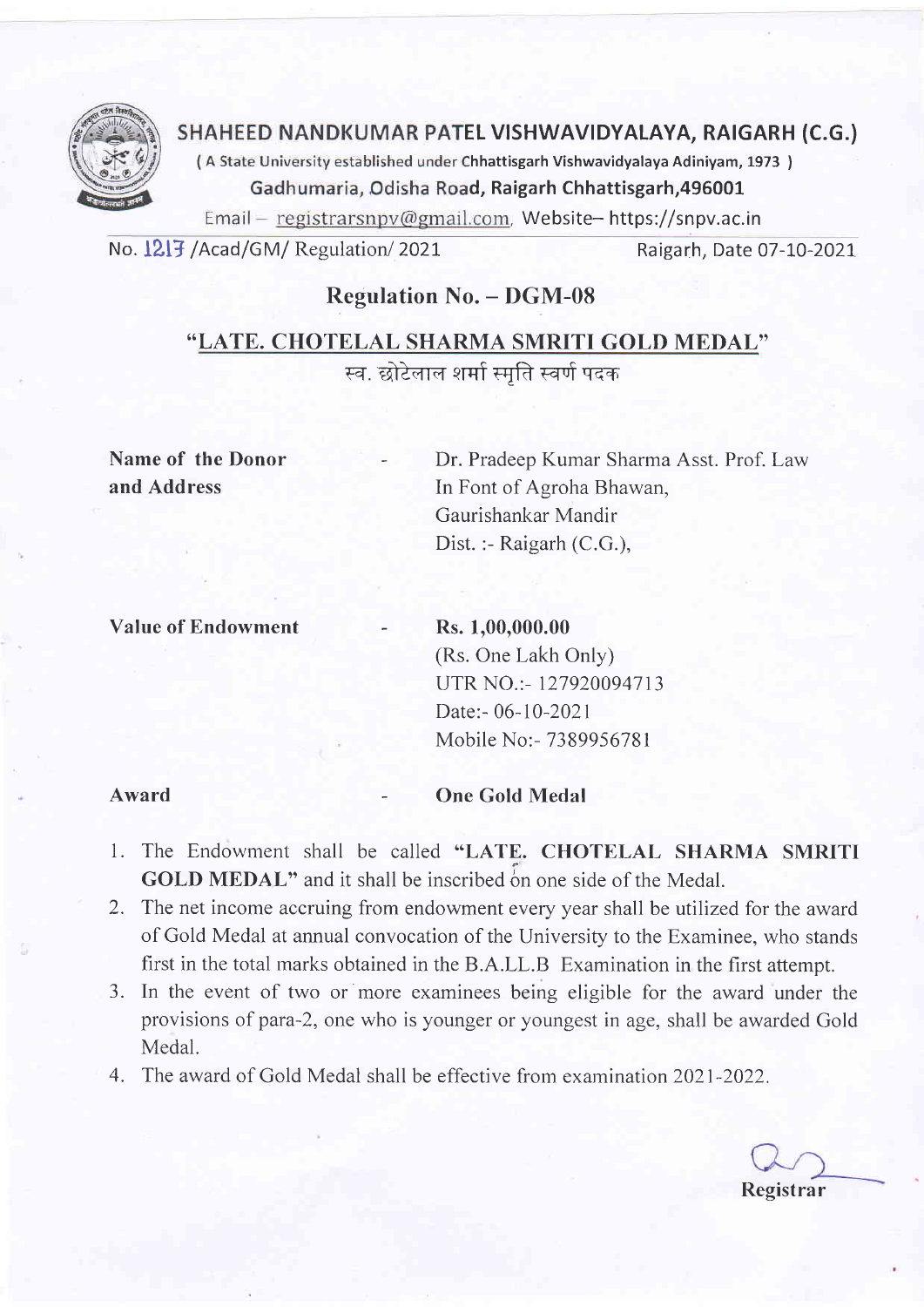# SHAHEED NANDKUMAR PATEL VISHWAVIDYALAYA, RAIGARH (C.G.)

( A State University established under Chhattisgarh Vishwavidyalaya Adiniyam, 1973 )

Gadhumaria, Odisha Road, Raigarh Chhattisgarh,496001

Email – registrarsnpv@gmail.com, Website– https://snpv.ac.in

No. 1213 /Acad/GM/ Regulation/ 2021 Raigarh, Date 07-10-2021

## Regulation No. – DGM-08

## "LATE. CHOTELAL SHARMA SMRITI GOLD MEDAL"

स्व. छोटेलाल शर्मा स्मृति स्वर्ण पदक

| | | |
|---|---|---|
| **Name of the Donor and Address** | - | Dr. Pradeep Kumar Sharma Asst. Prof. Law<br>In Font of Agroha Bhawan,<br>Gaurishankar Mandir<br>Dist. :- Raigarh (C.G.), |
| **Value of Endowment** | - | **Rs. 1,00,000.00**<br>(Rs. One Lakh Only)<br>UTR NO.:- 127920094713<br>Date:- 06-10-2021<br>Mobile No:- 7389956781 |
| **Award** | - | **One Gold Medal** |

1. The Endowment shall be called **"LATE. CHOTELAL SHARMA SMRITI GOLD MEDAL"** and it shall be inscribed on one side of the Medal.
2. The net income accruing from endowment every year shall be utilized for the award of Gold Medal at annual convocation of the University to the Examinee, who stands first in the total marks obtained in the B.A.LL.B Examination in the first attempt.
3. In the event of two or more examinees being eligible for the award under the provisions of para-2, one who is younger or youngest in age, shall be awarded Gold Medal.
4. The award of Gold Medal shall be effective from examination 2021-2022.

**Registrar**